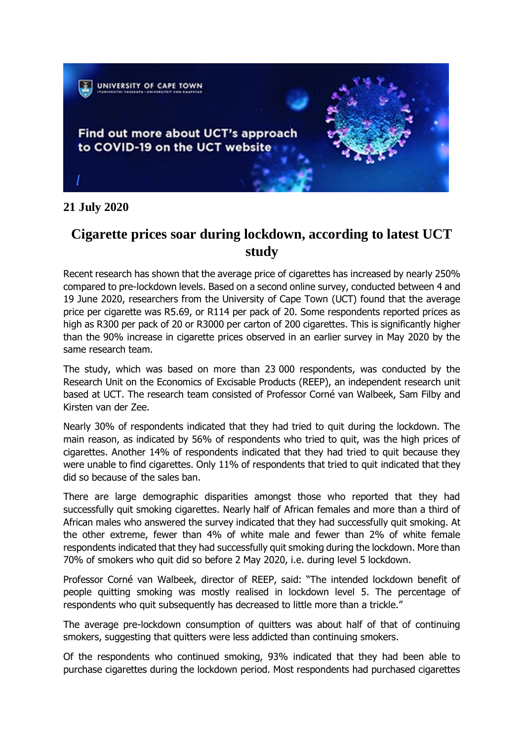**21 July 2020**

# Cigarette prices soar during lockdown, according to latest UCT study

Recent research has shown that the average price of cigarettes has increased by nearly 250% compared to pre-lockdown levels. Based on a second online survey, conducted between 4 and 19 June 2020, researchers from the University of Cape Town (UCT) found that the average price per cigarette was R5.69, or R114 per pack of 20. Some respondents reported prices as high as R300 per pack of 20 or R3000 per carton of 200 cigarettes. This is significantly higher than the 90% increase in cigarette prices observed in an earlier survey in May 2020 by the same research team.

The study, which was based on more than 23 000 respondents, was conducted by the Research Unit on the Economics of Excisable Products (REEP), an independent research unit based at UCT. The research team consisted of Professor Corné van Walbeek, Sam Filby and Kirsten van der Zee.

Nearly 30% of respondents indicated that they had tried to quit during the lockdown. The main reason, as indicated by 56% of respondents who tried to quit, was the high prices of cigarettes. Another 14% of respondents indicated that they had tried to quit because they were unable to find cigarettes. Only 11% of respondents that tried to quit indicated that they did so because of the sales ban.

There are large demographic disparities amongst those who reported that they had successfully quit smoking cigarettes. Nearly half of African females and more than a third of African males who answered the survey indicated that they had successfully quit smoking. At the other extreme, fewer than 4% of white male and fewer than 2% of white female respondents indicated that they had successfully quit smoking during the lockdown. More than 70% of smokers who quit did so before 2 May 2020, i.e. during level 5 lockdown.

Professor Corné van Walbeek, director of REEP, said: "The intended lockdown benefit of people quitting smoking was mostly realised in lockdown level 5. The percentage of respondents who quit subsequently has decreased to little more than a trickle."

The average pre-lockdown consumption of quitters was about half of that of continuing smokers, suggesting that quitters were less addicted than continuing smokers.

Of the respondents who continued smoking, 93% indicated that they had been able to purchase cigarettes during the lockdown period. Most respondents had purchased cigarettes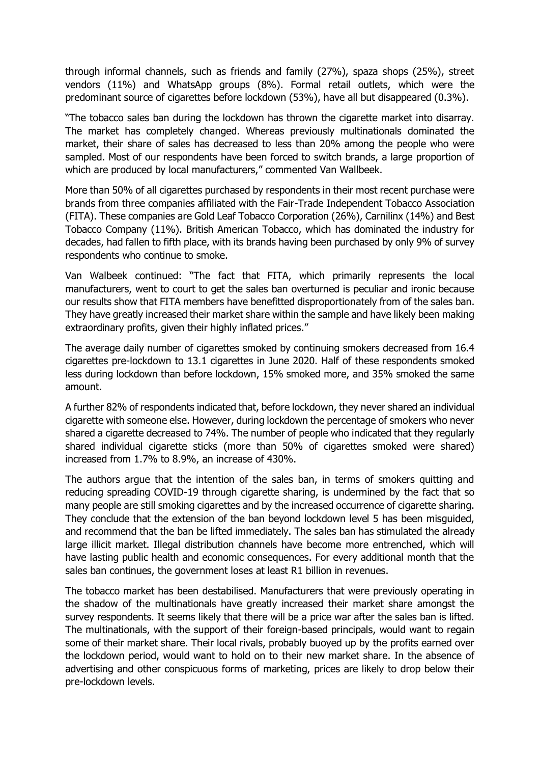through informal channels, such as friends and family (27%), spaza shops (25%), street vendors (11%) and WhatsApp groups (8%). Formal retail outlets, which were the predominant source of cigarettes before lockdown (53%), have all but disappeared (0.3%).

"The tobacco sales ban during the lockdown has thrown the cigarette market into disarray. The market has completely changed. Whereas previously multinationals dominated the market, their share of sales has decreased to less than 20% among the people who were sampled. Most of our respondents have been forced to switch brands, a large proportion of which are produced by local manufacturers," commented Van Wallbeek.

More than 50% of all cigarettes purchased by respondents in their most recent purchase were brands from three companies affiliated with the Fair-Trade Independent Tobacco Association (FITA). These companies are Gold Leaf Tobacco Corporation (26%), Carnilinx (14%) and Best Tobacco Company (11%). British American Tobacco, which has dominated the industry for decades, had fallen to fifth place, with its brands having been purchased by only 9% of survey respondents who continue to smoke.

Van Walbeek continued: "The fact that FITA, which primarily represents the local manufacturers, went to court to get the sales ban overturned is peculiar and ironic because our results show that FITA members have benefitted disproportionately from of the sales ban. They have greatly increased their market share within the sample and have likely been making extraordinary profits, given their highly inflated prices."

The average daily number of cigarettes smoked by continuing smokers decreased from 16.4 cigarettes pre-lockdown to 13.1 cigarettes in June 2020. Half of these respondents smoked less during lockdown than before lockdown, 15% smoked more, and 35% smoked the same amount.

A further 82% of respondents indicated that, before lockdown, they never shared an individual cigarette with someone else. However, during lockdown the percentage of smokers who never shared a cigarette decreased to 74%. The number of people who indicated that they regularly shared individual cigarette sticks (more than 50% of cigarettes smoked were shared) increased from 1.7% to 8.9%, an increase of 430%.

The authors argue that the intention of the sales ban, in terms of smokers quitting and reducing spreading COVID-19 through cigarette sharing, is undermined by the fact that so many people are still smoking cigarettes and by the increased occurrence of cigarette sharing. They conclude that the extension of the ban beyond lockdown level 5 has been misguided, and recommend that the ban be lifted immediately. The sales ban has stimulated the already large illicit market. Illegal distribution channels have become more entrenched, which will have lasting public health and economic consequences. For every additional month that the sales ban continues, the government loses at least R1 billion in revenues.

The tobacco market has been destabilised. Manufacturers that were previously operating in the shadow of the multinationals have greatly increased their market share amongst the survey respondents. It seems likely that there will be a price war after the sales ban is lifted. The multinationals, with the support of their foreign-based principals, would want to regain some of their market share. Their local rivals, probably buoyed up by the profits earned over the lockdown period, would want to hold on to their new market share. In the absence of advertising and other conspicuous forms of marketing, prices are likely to drop below their pre-lockdown levels.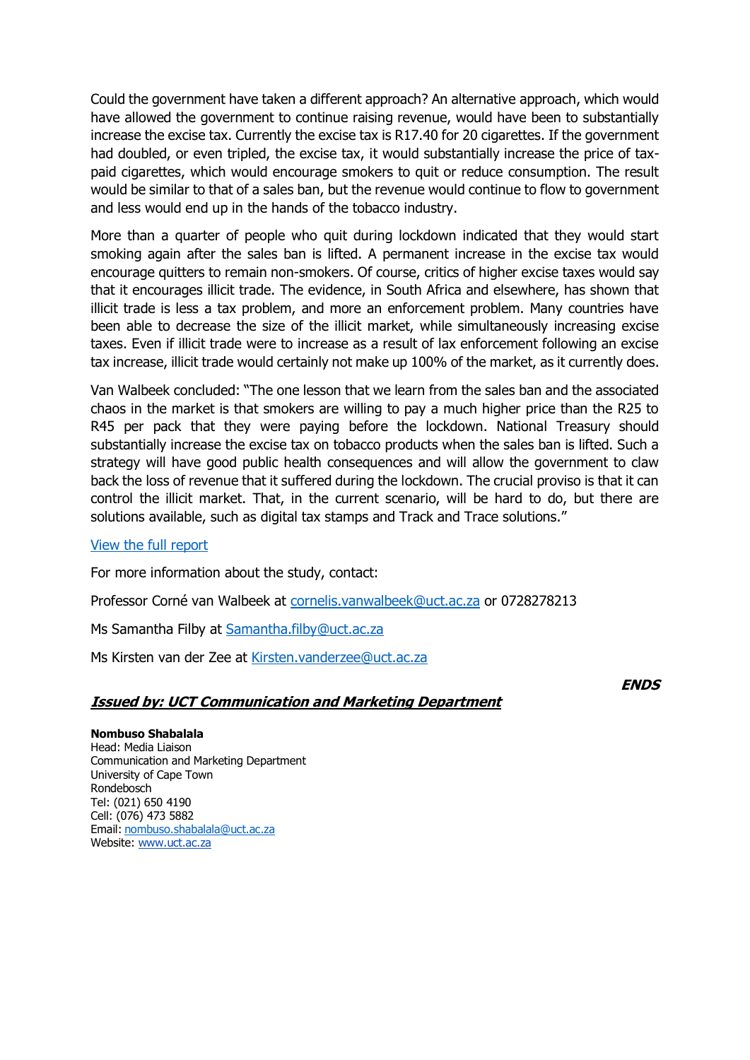Could the government have taken a different approach? An alternative approach, which would have allowed the government to continue raising revenue, would have been to substantially increase the excise tax. Currently the excise tax is R17.40 for 20 cigarettes. If the government had doubled, or even tripled, the excise tax, it would substantially increase the price of tax-paid cigarettes, which would encourage smokers to quit or reduce consumption. The result would be similar to that of a sales ban, but the revenue would continue to flow to government and less would end up in the hands of the tobacco industry.

More than a quarter of people who quit during lockdown indicated that they would start smoking again after the sales ban is lifted. A permanent increase in the excise tax would encourage quitters to remain non-smokers. Of course, critics of higher excise taxes would say that it encourages illicit trade. The evidence, in South Africa and elsewhere, has shown that illicit trade is less a tax problem, and more an enforcement problem. Many countries have been able to decrease the size of the illicit market, while simultaneously increasing excise taxes. Even if illicit trade were to increase as a result of lax enforcement following an excise tax increase, illicit trade would certainly not make up 100% of the market, as it currently does.

Van Walbeek concluded: "The one lesson that we learn from the sales ban and the associated chaos in the market is that smokers are willing to pay a much higher price than the R25 to R45 per pack that they were paying before the lockdown. National Treasury should substantially increase the excise tax on tobacco products when the sales ban is lifted. Such a strategy will have good public health consequences and will allow the government to claw back the loss of revenue that it suffered during the lockdown. The crucial proviso is that it can control the illicit market. That, in the current scenario, will be hard to do, but there are solutions available, such as digital tax stamps and Track and Trace solutions."

[View the full report]

For more information about the study, contact:

Professor Corné van Walbeek at cornelis.vanwalbeek@uct.ac.za or 0728278213

Ms Samantha Filby at Samantha.filby@uct.ac.za

Ms Kirsten van der Zee at Kirsten.vanderzee@uct.ac.za

***ENDS***

***Issued by: UCT Communication and Marketing Department***

**Nombuso Shabalala**
Head: Media Liaison
Communication and Marketing Department
University of Cape Town
Rondebosch
Tel: (021) 650 4190
Cell: (076) 473 5882
Email: nombuso.shabalala@uct.ac.za
Website: www.uct.ac.za